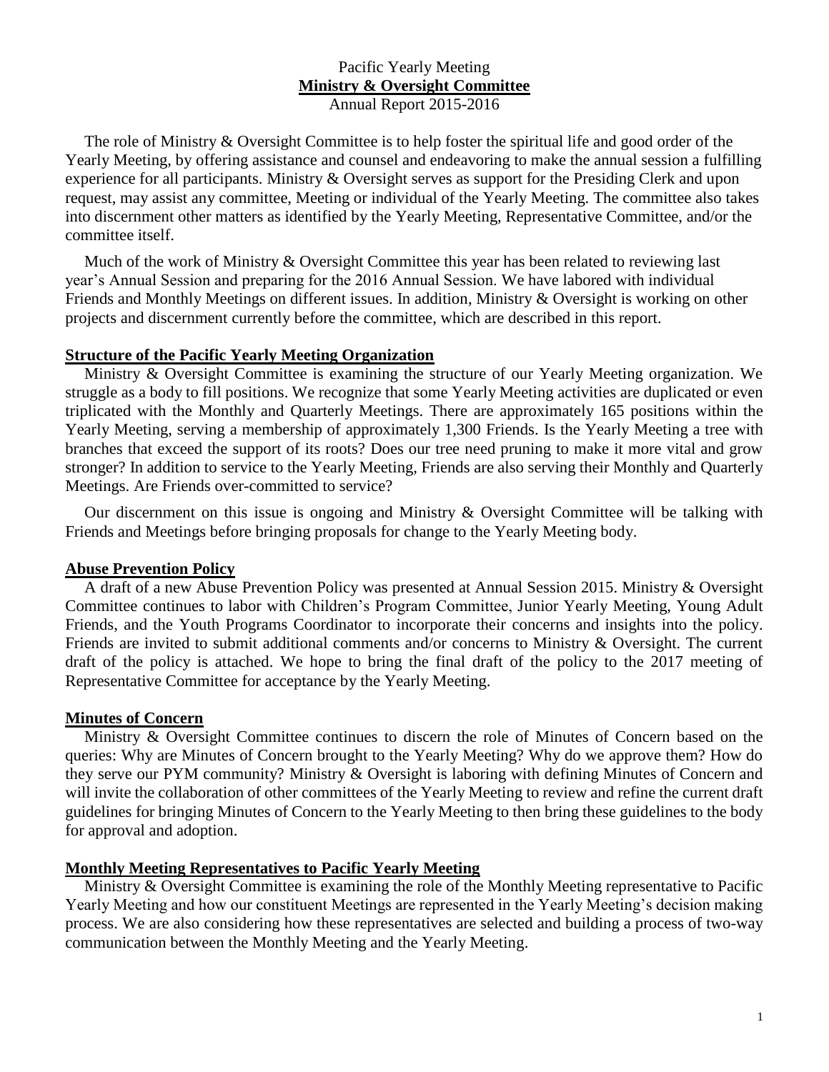# Pacific Yearly Meeting

## Ministry & Oversight Committee

Annual Report 2015-2016

The role of Ministry & Oversight Committee is to help foster the spiritual life and good order of the Yearly Meeting, by offering assistance and counsel and endeavoring to make the annual session a fulfilling experience for all participants. Ministry & Oversight serves as support for the Presiding Clerk and upon request, may assist any committee, Meeting or individual of the Yearly Meeting. The committee also takes into discernment other matters as identified by the Yearly Meeting, Representative Committee, and/or the committee itself.

Much of the work of Ministry & Oversight Committee this year has been related to reviewing last year's Annual Session and preparing for the 2016 Annual Session. We have labored with individual Friends and Monthly Meetings on different issues. In addition, Ministry & Oversight is working on other projects and discernment currently before the committee, which are described in this report.

### Structure of the Pacific Yearly Meeting Organization

Ministry & Oversight Committee is examining the structure of our Yearly Meeting organization. We struggle as a body to fill positions. We recognize that some Yearly Meeting activities are duplicated or even triplicated with the Monthly and Quarterly Meetings. There are approximately 165 positions within the Yearly Meeting, serving a membership of approximately 1,300 Friends. Is the Yearly Meeting a tree with branches that exceed the support of its roots? Does our tree need pruning to make it more vital and grow stronger? In addition to service to the Yearly Meeting, Friends are also serving their Monthly and Quarterly Meetings. Are Friends over-committed to service?

Our discernment on this issue is ongoing and Ministry & Oversight Committee will be talking with Friends and Meetings before bringing proposals for change to the Yearly Meeting body.

### Abuse Prevention Policy

A draft of a new Abuse Prevention Policy was presented at Annual Session 2015. Ministry & Oversight Committee continues to labor with Children's Program Committee, Junior Yearly Meeting, Young Adult Friends, and the Youth Programs Coordinator to incorporate their concerns and insights into the policy. Friends are invited to submit additional comments and/or concerns to Ministry & Oversight. The current draft of the policy is attached. We hope to bring the final draft of the policy to the 2017 meeting of Representative Committee for acceptance by the Yearly Meeting.

### Minutes of Concern

Ministry & Oversight Committee continues to discern the role of Minutes of Concern based on the queries: Why are Minutes of Concern brought to the Yearly Meeting? Why do we approve them? How do they serve our PYM community? Ministry & Oversight is laboring with defining Minutes of Concern and will invite the collaboration of other committees of the Yearly Meeting to review and refine the current draft guidelines for bringing Minutes of Concern to the Yearly Meeting to then bring these guidelines to the body for approval and adoption.

### Monthly Meeting Representatives to Pacific Yearly Meeting

Ministry & Oversight Committee is examining the role of the Monthly Meeting representative to Pacific Yearly Meeting and how our constituent Meetings are represented in the Yearly Meeting's decision making process. We are also considering how these representatives are selected and building a process of two-way communication between the Monthly Meeting and the Yearly Meeting.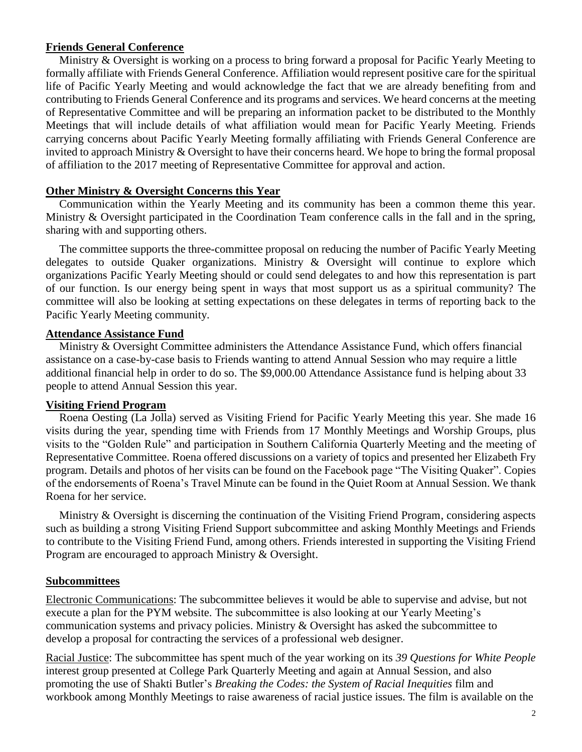## Friends General Conference

Ministry & Oversight is working on a process to bring forward a proposal for Pacific Yearly Meeting to formally affiliate with Friends General Conference. Affiliation would represent positive care for the spiritual life of Pacific Yearly Meeting and would acknowledge the fact that we are already benefiting from and contributing to Friends General Conference and its programs and services. We heard concerns at the meeting of Representative Committee and will be preparing an information packet to be distributed to the Monthly Meetings that will include details of what affiliation would mean for Pacific Yearly Meeting. Friends carrying concerns about Pacific Yearly Meeting formally affiliating with Friends General Conference are invited to approach Ministry & Oversight to have their concerns heard. We hope to bring the formal proposal of affiliation to the 2017 meeting of Representative Committee for approval and action.

## Other Ministry & Oversight Concerns this Year

Communication within the Yearly Meeting and its community has been a common theme this year. Ministry & Oversight participated in the Coordination Team conference calls in the fall and in the spring, sharing with and supporting others.

The committee supports the three-committee proposal on reducing the number of Pacific Yearly Meeting delegates to outside Quaker organizations. Ministry & Oversight will continue to explore which organizations Pacific Yearly Meeting should or could send delegates to and how this representation is part of our function. Is our energy being spent in ways that most support us as a spiritual community? The committee will also be looking at setting expectations on these delegates in terms of reporting back to the Pacific Yearly Meeting community.

## Attendance Assistance Fund

Ministry & Oversight Committee administers the Attendance Assistance Fund, which offers financial assistance on a case-by-case basis to Friends wanting to attend Annual Session who may require a little additional financial help in order to do so. The $9,000.00 Attendance Assistance fund is helping about 33 people to attend Annual Session this year.

## Visiting Friend Program

Roena Oesting (La Jolla) served as Visiting Friend for Pacific Yearly Meeting this year. She made 16 visits during the year, spending time with Friends from 17 Monthly Meetings and Worship Groups, plus visits to the "Golden Rule" and participation in Southern California Quarterly Meeting and the meeting of Representative Committee. Roena offered discussions on a variety of topics and presented her Elizabeth Fry program. Details and photos of her visits can be found on the Facebook page "The Visiting Quaker". Copies of the endorsements of Roena's Travel Minute can be found in the Quiet Room at Annual Session. We thank Roena for her service.

Ministry & Oversight is discerning the continuation of the Visiting Friend Program, considering aspects such as building a strong Visiting Friend Support subcommittee and asking Monthly Meetings and Friends to contribute to the Visiting Friend Fund, among others. Friends interested in supporting the Visiting Friend Program are encouraged to approach Ministry & Oversight.

## Subcommittees

Electronic Communications: The subcommittee believes it would be able to supervise and advise, but not execute a plan for the PYM website. The subcommittee is also looking at our Yearly Meeting's communication systems and privacy policies. Ministry & Oversight has asked the subcommittee to develop a proposal for contracting the services of a professional web designer.

Racial Justice: The subcommittee has spent much of the year working on its *39 Questions for White People* interest group presented at College Park Quarterly Meeting and again at Annual Session, and also promoting the use of Shakti Butler's *Breaking the Codes: the System of Racial Inequities* film and workbook among Monthly Meetings to raise awareness of racial justice issues. The film is available on the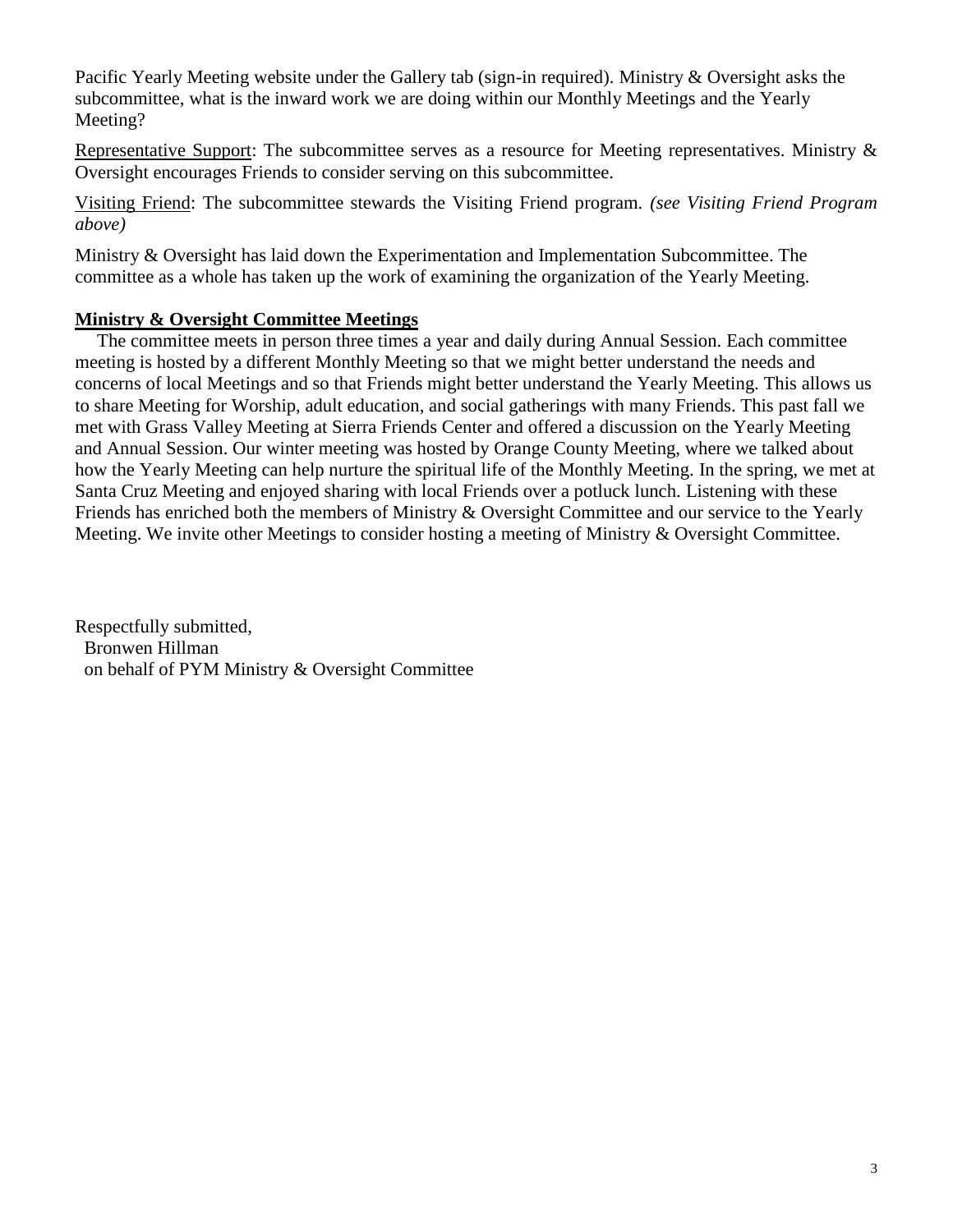Pacific Yearly Meeting website under the Gallery tab (sign-in required). Ministry & Oversight asks the subcommittee, what is the inward work we are doing within our Monthly Meetings and the Yearly Meeting?

Representative Support: The subcommittee serves as a resource for Meeting representatives. Ministry & Oversight encourages Friends to consider serving on this subcommittee.

Visiting Friend: The subcommittee stewards the Visiting Friend program. *(see Visiting Friend Program above)*

Ministry & Oversight has laid down the Experimentation and Implementation Subcommittee. The committee as a whole has taken up the work of examining the organization of the Yearly Meeting.

**Ministry & Oversight Committee Meetings**

The committee meets in person three times a year and daily during Annual Session. Each committee meeting is hosted by a different Monthly Meeting so that we might better understand the needs and concerns of local Meetings and so that Friends might better understand the Yearly Meeting. This allows us to share Meeting for Worship, adult education, and social gatherings with many Friends. This past fall we met with Grass Valley Meeting at Sierra Friends Center and offered a discussion on the Yearly Meeting and Annual Session. Our winter meeting was hosted by Orange County Meeting, where we talked about how the Yearly Meeting can help nurture the spiritual life of the Monthly Meeting. In the spring, we met at Santa Cruz Meeting and enjoyed sharing with local Friends over a potluck lunch. Listening with these Friends has enriched both the members of Ministry & Oversight Committee and our service to the Yearly Meeting. We invite other Meetings to consider hosting a meeting of Ministry & Oversight Committee.

Respectfully submitted,
Bronwen Hillman
on behalf of PYM Ministry & Oversight Committee